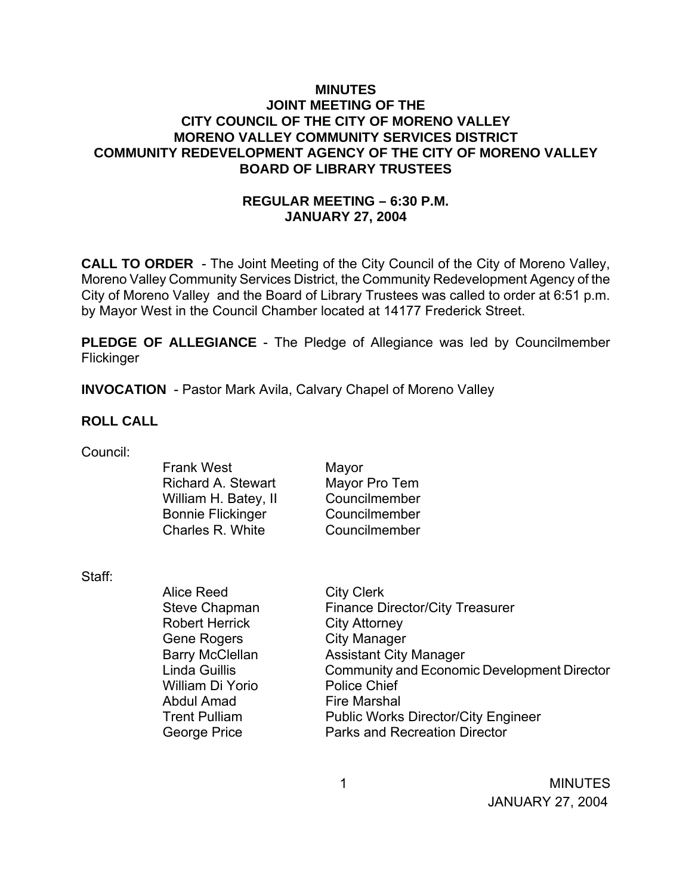# MINUTES
## JOINT MEETING OF THE CITY COUNCIL OF THE CITY OF MORENO VALLEY MORENO VALLEY COMMUNITY SERVICES DISTRICT COMMUNITY REDEVELOPMENT AGENCY OF THE CITY OF MORENO VALLEY BOARD OF LIBRARY TRUSTEES

### REGULAR MEETING – 6:30 P.M.
### JANUARY 27, 2004

**CALL TO ORDER** - The Joint Meeting of the City Council of the City of Moreno Valley, Moreno Valley Community Services District, the Community Redevelopment Agency of the City of Moreno Valley and the Board of Library Trustees was called to order at 6:51 p.m. by Mayor West in the Council Chamber located at 14177 Frederick Street.

**PLEDGE OF ALLEGIANCE** - The Pledge of Allegiance was led by Councilmember Flickinger

**INVOCATION** - Pastor Mark Avila, Calvary Chapel of Moreno Valley

**ROLL CALL**

Council:

| | |
|---|---|
| Frank West | Mayor |
| Richard A. Stewart | Mayor Pro Tem |
| William H. Batey, II | Councilmember |
| Bonnie Flickinger | Councilmember |
| Charles R. White | Councilmember |

Staff:

| | |
|---|---|
| Alice Reed | City Clerk |
| Steve Chapman | Finance Director/City Treasurer |
| Robert Herrick | City Attorney |
| Gene Rogers | City Manager |
| Barry McClellan | Assistant City Manager |
| Linda Guillis | Community and Economic Development Director |
| William Di Yorio | Police Chief |
| Abdul Amad | Fire Marshal |
| Trent Pulliam | Public Works Director/City Engineer |
| George Price | Parks and Recreation Director |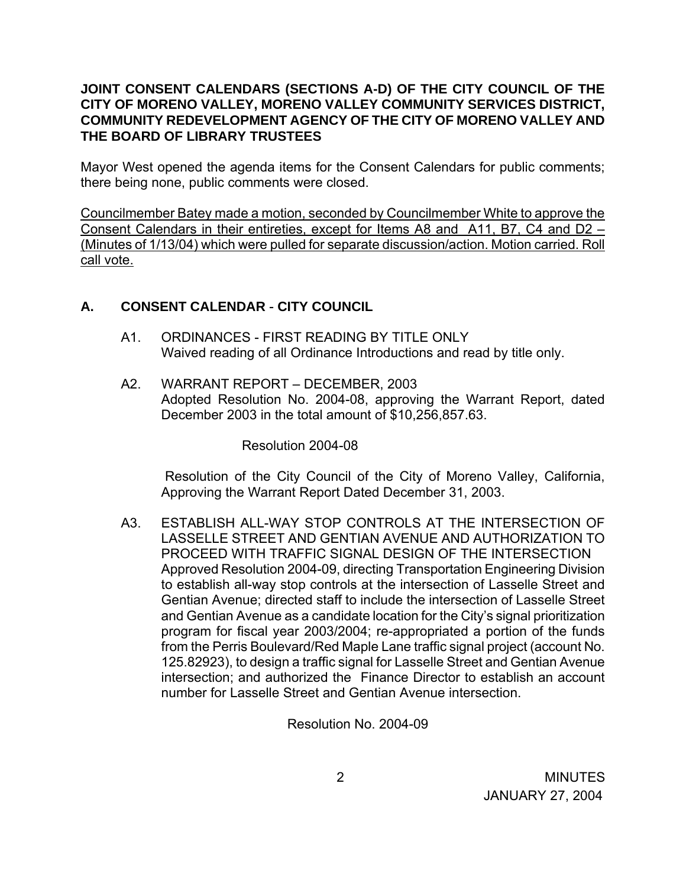**JOINT CONSENT CALENDARS (SECTIONS A-D) OF THE CITY COUNCIL OF THE CITY OF MORENO VALLEY, MORENO VALLEY COMMUNITY SERVICES DISTRICT, COMMUNITY REDEVELOPMENT AGENCY OF THE CITY OF MORENO VALLEY AND THE BOARD OF LIBRARY TRUSTEES**

Mayor West opened the agenda items for the Consent Calendars for public comments; there being none, public comments were closed.

<u>Councilmember Batey made a motion, seconded by Councilmember White to approve the Consent Calendars in their entireties, except for Items A8 and A11, B7, C4 and D2 – (Minutes of 1/13/04) which were pulled for separate discussion/action. Motion carried. Roll call vote.</u>

## A. CONSENT CALENDAR - CITY COUNCIL

A1. ORDINANCES - FIRST READING BY TITLE ONLY
Waived reading of all Ordinance Introductions and read by title only.

A2. WARRANT REPORT – DECEMBER, 2003
Adopted Resolution No. 2004-08, approving the Warrant Report, dated December 2003 in the total amount of $10,256,857.63.

Resolution 2004-08

Resolution of the City Council of the City of Moreno Valley, California, Approving the Warrant Report Dated December 31, 2003.

A3. ESTABLISH ALL-WAY STOP CONTROLS AT THE INTERSECTION OF LASSELLE STREET AND GENTIAN AVENUE AND AUTHORIZATION TO PROCEED WITH TRAFFIC SIGNAL DESIGN OF THE INTERSECTION
Approved Resolution 2004-09, directing Transportation Engineering Division to establish all-way stop controls at the intersection of Lasselle Street and Gentian Avenue; directed staff to include the intersection of Lasselle Street and Gentian Avenue as a candidate location for the City's signal prioritization program for fiscal year 2003/2004; re-appropriated a portion of the funds from the Perris Boulevard/Red Maple Lane traffic signal project (account No. 125.82923), to design a traffic signal for Lasselle Street and Gentian Avenue intersection; and authorized the Finance Director to establish an account number for Lasselle Street and Gentian Avenue intersection.

Resolution No. 2004-09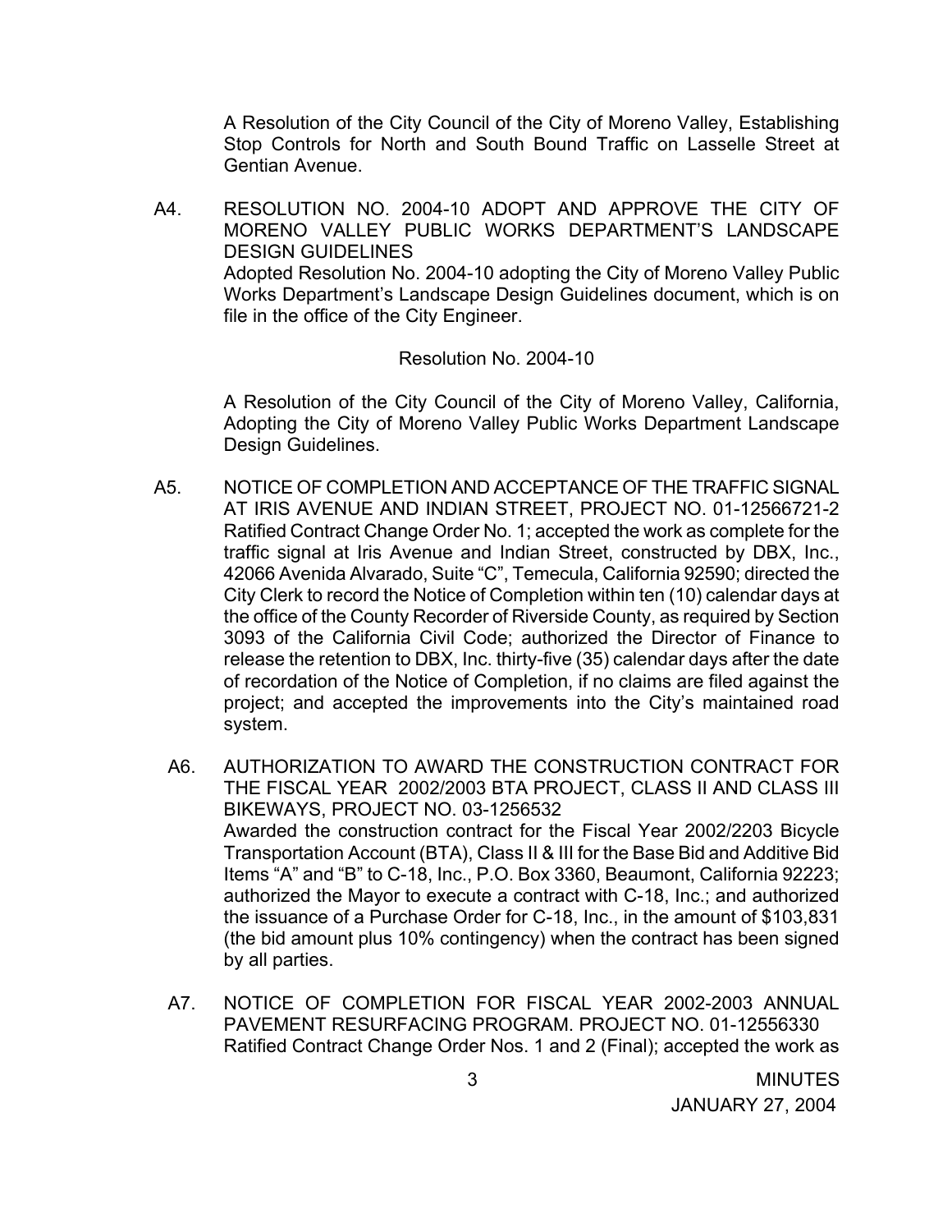A Resolution of the City Council of the City of Moreno Valley, Establishing Stop Controls for North and South Bound Traffic on Lasselle Street at Gentian Avenue.

A4. RESOLUTION NO. 2004-10 ADOPT AND APPROVE THE CITY OF MORENO VALLEY PUBLIC WORKS DEPARTMENT'S LANDSCAPE DESIGN GUIDELINES
Adopted Resolution No. 2004-10 adopting the City of Moreno Valley Public Works Department's Landscape Design Guidelines document, which is on file in the office of the City Engineer.

Resolution No. 2004-10

A Resolution of the City Council of the City of Moreno Valley, California, Adopting the City of Moreno Valley Public Works Department Landscape Design Guidelines.

A5. NOTICE OF COMPLETION AND ACCEPTANCE OF THE TRAFFIC SIGNAL AT IRIS AVENUE AND INDIAN STREET, PROJECT NO. 01-12566721-2
Ratified Contract Change Order No. 1; accepted the work as complete for the traffic signal at Iris Avenue and Indian Street, constructed by DBX, Inc., 42066 Avenida Alvarado, Suite "C", Temecula, California 92590; directed the City Clerk to record the Notice of Completion within ten (10) calendar days at the office of the County Recorder of Riverside County, as required by Section 3093 of the California Civil Code; authorized the Director of Finance to release the retention to DBX, Inc. thirty-five (35) calendar days after the date of recordation of the Notice of Completion, if no claims are filed against the project; and accepted the improvements into the City's maintained road system.

A6. AUTHORIZATION TO AWARD THE CONSTRUCTION CONTRACT FOR THE FISCAL YEAR 2002/2003 BTA PROJECT, CLASS II AND CLASS III BIKEWAYS, PROJECT NO. 03-1256532
Awarded the construction contract for the Fiscal Year 2002/2203 Bicycle Transportation Account (BTA), Class II & III for the Base Bid and Additive Bid Items "A" and "B" to C-18, Inc., P.O. Box 3360, Beaumont, California 92223; authorized the Mayor to execute a contract with C-18, Inc.; and authorized the issuance of a Purchase Order for C-18, Inc., in the amount of $103,831 (the bid amount plus 10% contingency) when the contract has been signed by all parties.

A7. NOTICE OF COMPLETION FOR FISCAL YEAR 2002-2003 ANNUAL PAVEMENT RESURFACING PROGRAM. PROJECT NO. 01-12556330
Ratified Contract Change Order Nos. 1 and 2 (Final); accepted the work as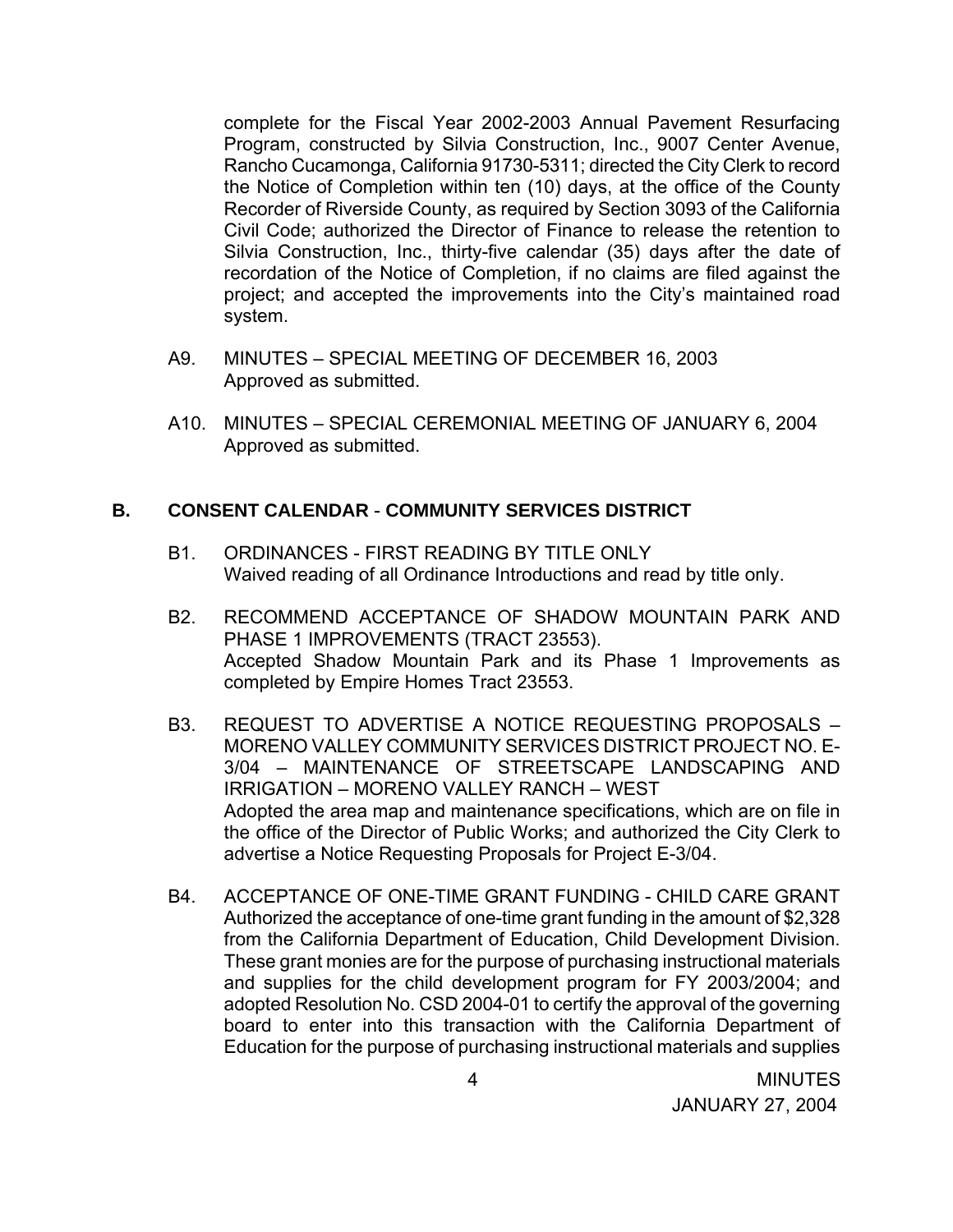complete for the Fiscal Year 2002-2003 Annual Pavement Resurfacing Program, constructed by Silvia Construction, Inc., 9007 Center Avenue, Rancho Cucamonga, California 91730-5311; directed the City Clerk to record the Notice of Completion within ten (10) days, at the office of the County Recorder of Riverside County, as required by Section 3093 of the California Civil Code; authorized the Director of Finance to release the retention to Silvia Construction, Inc., thirty-five calendar (35) days after the date of recordation of the Notice of Completion, if no claims are filed against the project; and accepted the improvements into the City's maintained road system.

A9. MINUTES – SPECIAL MEETING OF DECEMBER 16, 2003
Approved as submitted.

A10. MINUTES – SPECIAL CEREMONIAL MEETING OF JANUARY 6, 2004
Approved as submitted.

## B. CONSENT CALENDAR - COMMUNITY SERVICES DISTRICT

B1. ORDINANCES - FIRST READING BY TITLE ONLY
Waived reading of all Ordinance Introductions and read by title only.

B2. RECOMMEND ACCEPTANCE OF SHADOW MOUNTAIN PARK AND PHASE 1 IMPROVEMENTS (TRACT 23553).
Accepted Shadow Mountain Park and its Phase 1 Improvements as completed by Empire Homes Tract 23553.

B3. REQUEST TO ADVERTISE A NOTICE REQUESTING PROPOSALS – MORENO VALLEY COMMUNITY SERVICES DISTRICT PROJECT NO. E-3/04 – MAINTENANCE OF STREETSCAPE LANDSCAPING AND IRRIGATION – MORENO VALLEY RANCH – WEST
Adopted the area map and maintenance specifications, which are on file in the office of the Director of Public Works; and authorized the City Clerk to advertise a Notice Requesting Proposals for Project E-3/04.

B4. ACCEPTANCE OF ONE-TIME GRANT FUNDING - CHILD CARE GRANT
Authorized the acceptance of one-time grant funding in the amount of $2,328 from the California Department of Education, Child Development Division. These grant monies are for the purpose of purchasing instructional materials and supplies for the child development program for FY 2003/2004; and adopted Resolution No. CSD 2004-01 to certify the approval of the governing board to enter into this transaction with the California Department of Education for the purpose of purchasing instructional materials and supplies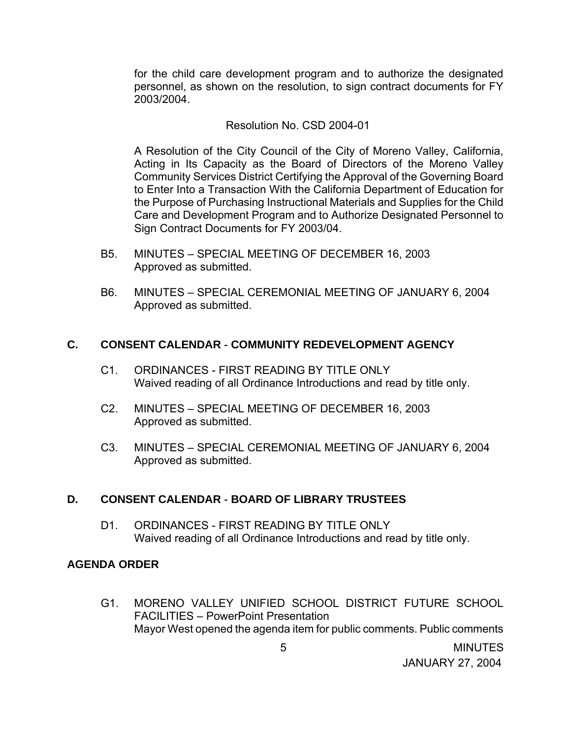for the child care development program and to authorize the designated personnel, as shown on the resolution, to sign contract documents for FY 2003/2004.

Resolution No. CSD 2004-01

A Resolution of the City Council of the City of Moreno Valley, California, Acting in Its Capacity as the Board of Directors of the Moreno Valley Community Services District Certifying the Approval of the Governing Board to Enter Into a Transaction With the California Department of Education for the Purpose of Purchasing Instructional Materials and Supplies for the Child Care and Development Program and to Authorize Designated Personnel to Sign Contract Documents for FY 2003/04.

B5. MINUTES – SPECIAL MEETING OF DECEMBER 16, 2003
Approved as submitted.

B6. MINUTES – SPECIAL CEREMONIAL MEETING OF JANUARY 6, 2004
Approved as submitted.

## C. CONSENT CALENDAR - COMMUNITY REDEVELOPMENT AGENCY

C1. ORDINANCES - FIRST READING BY TITLE ONLY
Waived reading of all Ordinance Introductions and read by title only.

C2. MINUTES – SPECIAL MEETING OF DECEMBER 16, 2003
Approved as submitted.

C3. MINUTES – SPECIAL CEREMONIAL MEETING OF JANUARY 6, 2004
Approved as submitted.

## D. CONSENT CALENDAR - BOARD OF LIBRARY TRUSTEES

D1. ORDINANCES - FIRST READING BY TITLE ONLY
Waived reading of all Ordinance Introductions and read by title only.

## AGENDA ORDER

G1. MORENO VALLEY UNIFIED SCHOOL DISTRICT FUTURE SCHOOL FACILITIES – PowerPoint Presentation
Mayor West opened the agenda item for public comments. Public comments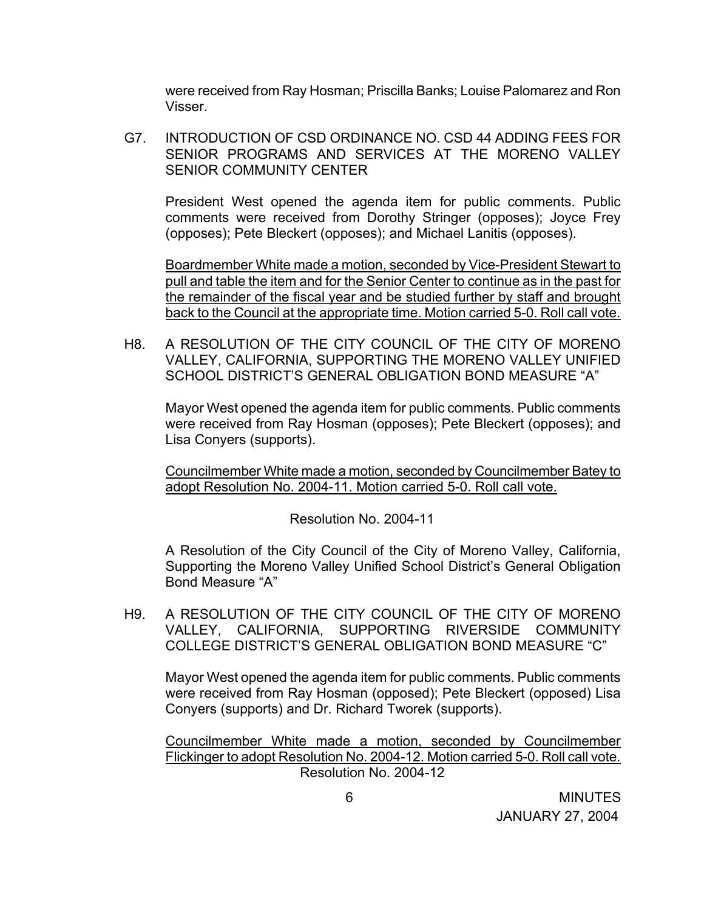were received from Ray Hosman; Priscilla Banks; Louise Palomarez and Ron Visser.

G7. INTRODUCTION OF CSD ORDINANCE NO. CSD 44 ADDING FEES FOR SENIOR PROGRAMS AND SERVICES AT THE MORENO VALLEY SENIOR COMMUNITY CENTER

President West opened the agenda item for public comments. Public comments were received from Dorothy Stringer (opposes); Joyce Frey (opposes); Pete Bleckert (opposes); and Michael Lanitis (opposes).

<u>Boardmember White made a motion, seconded by Vice-President Stewart to pull and table the item and for the Senior Center to continue as in the past for the remainder of the fiscal year and be studied further by staff and brought back to the Council at the appropriate time. Motion carried 5-0. Roll call vote.</u>

H8. A RESOLUTION OF THE CITY COUNCIL OF THE CITY OF MORENO VALLEY, CALIFORNIA, SUPPORTING THE MORENO VALLEY UNIFIED SCHOOL DISTRICT'S GENERAL OBLIGATION BOND MEASURE "A"

Mayor West opened the agenda item for public comments. Public comments were received from Ray Hosman (opposes); Pete Bleckert (opposes); and Lisa Conyers (supports).

<u>Councilmember White made a motion, seconded by Councilmember Batey to adopt Resolution No. 2004-11. Motion carried 5-0. Roll call vote.</u>

Resolution No. 2004-11

A Resolution of the City Council of the City of Moreno Valley, California, Supporting the Moreno Valley Unified School District's General Obligation Bond Measure "A"

H9. A RESOLUTION OF THE CITY COUNCIL OF THE CITY OF MORENO VALLEY, CALIFORNIA, SUPPORTING RIVERSIDE COMMUNITY COLLEGE DISTRICT'S GENERAL OBLIGATION BOND MEASURE "C"

Mayor West opened the agenda item for public comments. Public comments were received from Ray Hosman (opposed); Pete Bleckert (opposed) Lisa Conyers (supports) and Dr. Richard Tworek (supports).

<u>Councilmember White made a motion, seconded by Councilmember Flickinger to adopt Resolution No. 2004-12. Motion carried 5-0. Roll call vote.</u>

Resolution No. 2004-12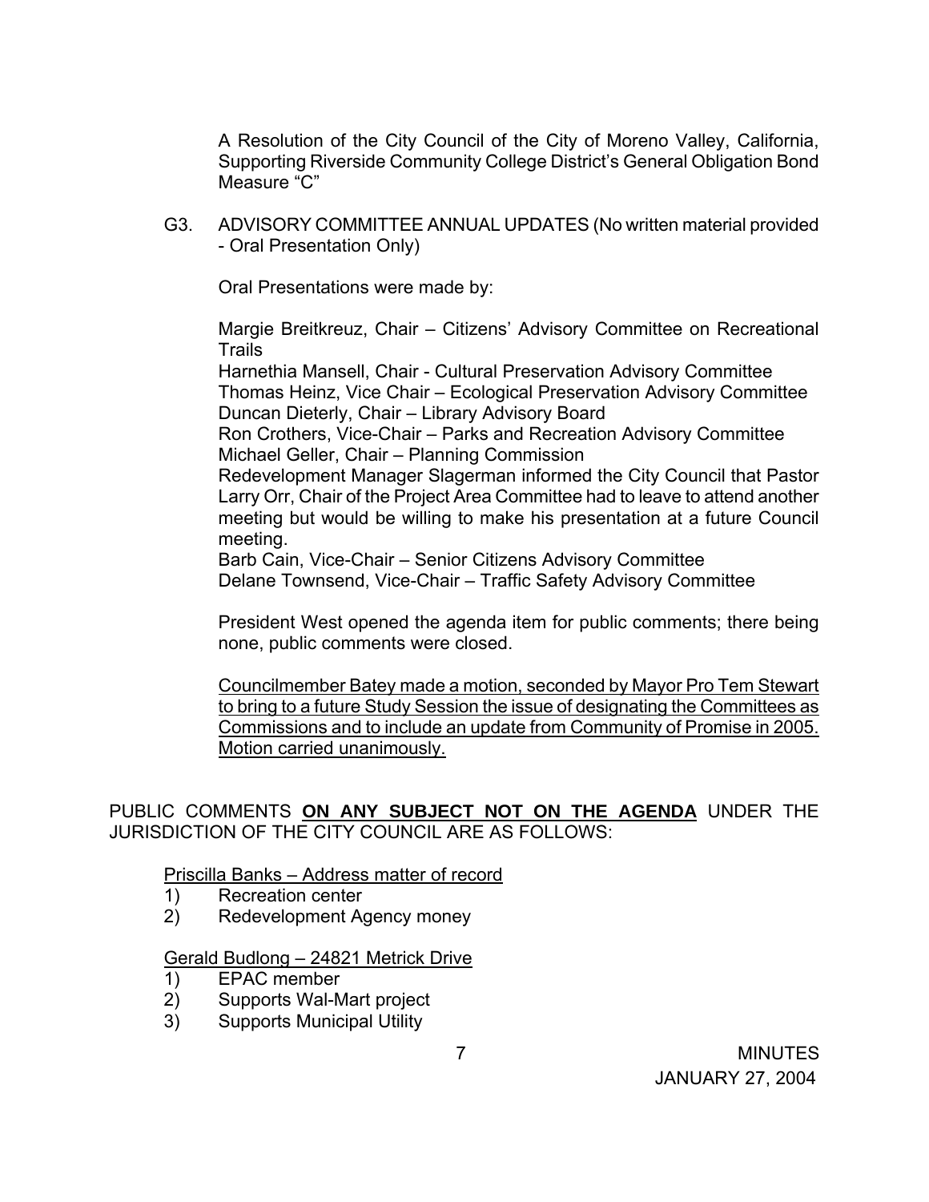A Resolution of the City Council of the City of Moreno Valley, California, Supporting Riverside Community College District's General Obligation Bond Measure "C"

G3. ADVISORY COMMITTEE ANNUAL UPDATES (No written material provided - Oral Presentation Only)

Oral Presentations were made by:

Margie Breitkreuz, Chair – Citizens' Advisory Committee on Recreational Trails
Harnethia Mansell, Chair - Cultural Preservation Advisory Committee
Thomas Heinz, Vice Chair – Ecological Preservation Advisory Committee
Duncan Dieterly, Chair – Library Advisory Board
Ron Crothers, Vice-Chair – Parks and Recreation Advisory Committee
Michael Geller, Chair – Planning Commission
Redevelopment Manager Slagerman informed the City Council that Pastor Larry Orr, Chair of the Project Area Committee had to leave to attend another meeting but would be willing to make his presentation at a future Council meeting.
Barb Cain, Vice-Chair – Senior Citizens Advisory Committee
Delane Townsend, Vice-Chair – Traffic Safety Advisory Committee

President West opened the agenda item for public comments; there being none, public comments were closed.

<u>Councilmember Batey made a motion, seconded by Mayor Pro Tem Stewart to bring to a future Study Session the issue of designating the Committees as Commissions and to include an update from Community of Promise in 2005. Motion carried unanimously.</u>

PUBLIC COMMENTS **<u>ON ANY SUBJECT NOT ON THE AGENDA</u>** UNDER THE JURISDICTION OF THE CITY COUNCIL ARE AS FOLLOWS:

<u>Priscilla Banks – Address matter of record</u>

1) Recreation center
2) Redevelopment Agency money

<u>Gerald Budlong – 24821 Metrick Drive</u>

1) EPAC member
2) Supports Wal-Mart project
3) Supports Municipal Utility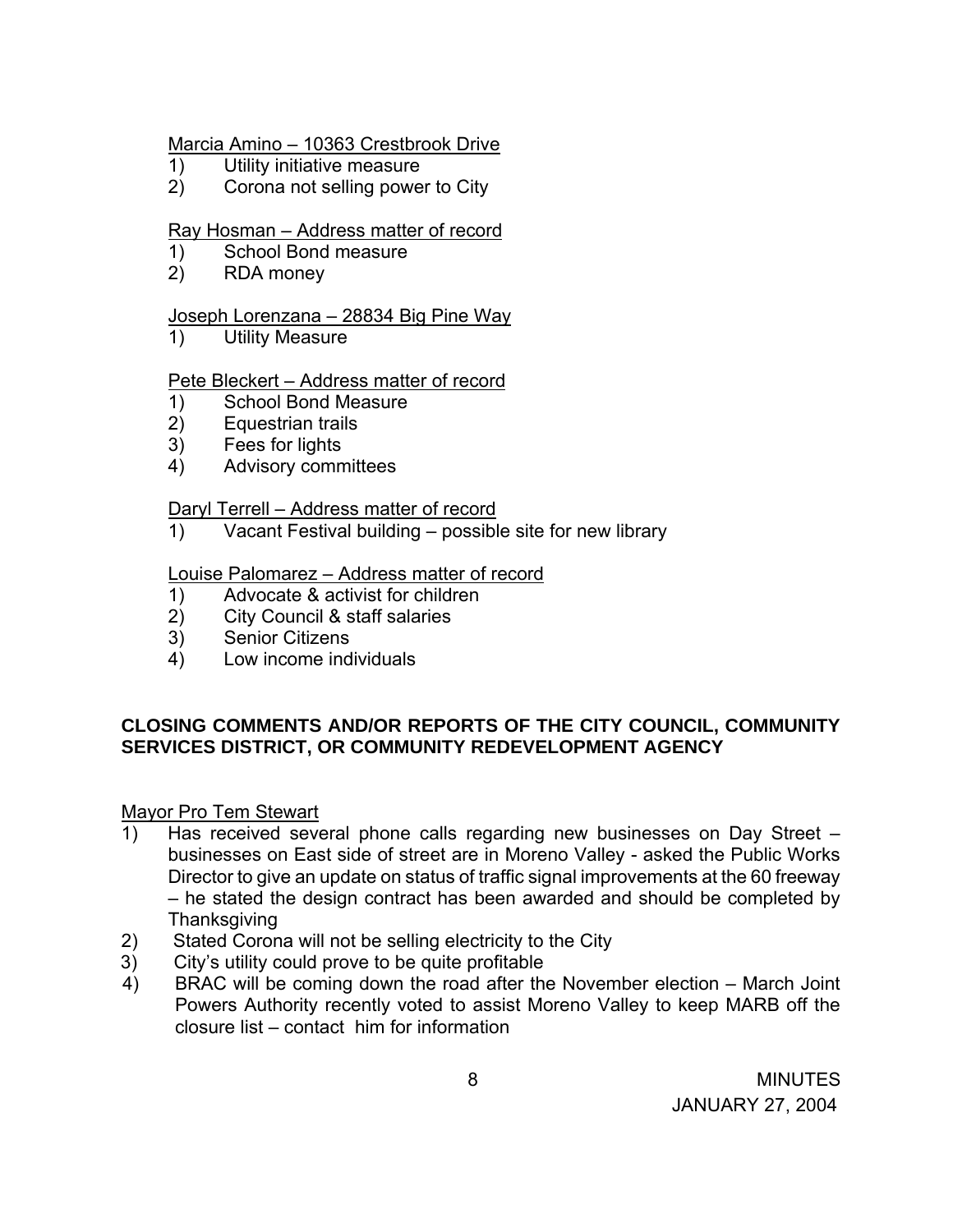Marcia Amino – 10363 Crestbrook Drive

1) Utility initiative measure
2) Corona not selling power to City

Ray Hosman – Address matter of record

1) School Bond measure
2) RDA money

Joseph Lorenzana – 28834 Big Pine Way

1) Utility Measure

Pete Bleckert – Address matter of record

1) School Bond Measure
2) Equestrian trails
3) Fees for lights
4) Advisory committees

Daryl Terrell – Address matter of record

1) Vacant Festival building – possible site for new library

Louise Palomarez – Address matter of record

1) Advocate & activist for children
2) City Council & staff salaries
3) Senior Citizens
4) Low income individuals

**CLOSING COMMENTS AND/OR REPORTS OF THE CITY COUNCIL, COMMUNITY SERVICES DISTRICT, OR COMMUNITY REDEVELOPMENT AGENCY**

Mayor Pro Tem Stewart

1) Has received several phone calls regarding new businesses on Day Street – businesses on East side of street are in Moreno Valley - asked the Public Works Director to give an update on status of traffic signal improvements at the 60 freeway – he stated the design contract has been awarded and should be completed by Thanksgiving
2) Stated Corona will not be selling electricity to the City
3) City's utility could prove to be quite profitable
4) BRAC will be coming down the road after the November election – March Joint Powers Authority recently voted to assist Moreno Valley to keep MARB off the closure list – contact him for information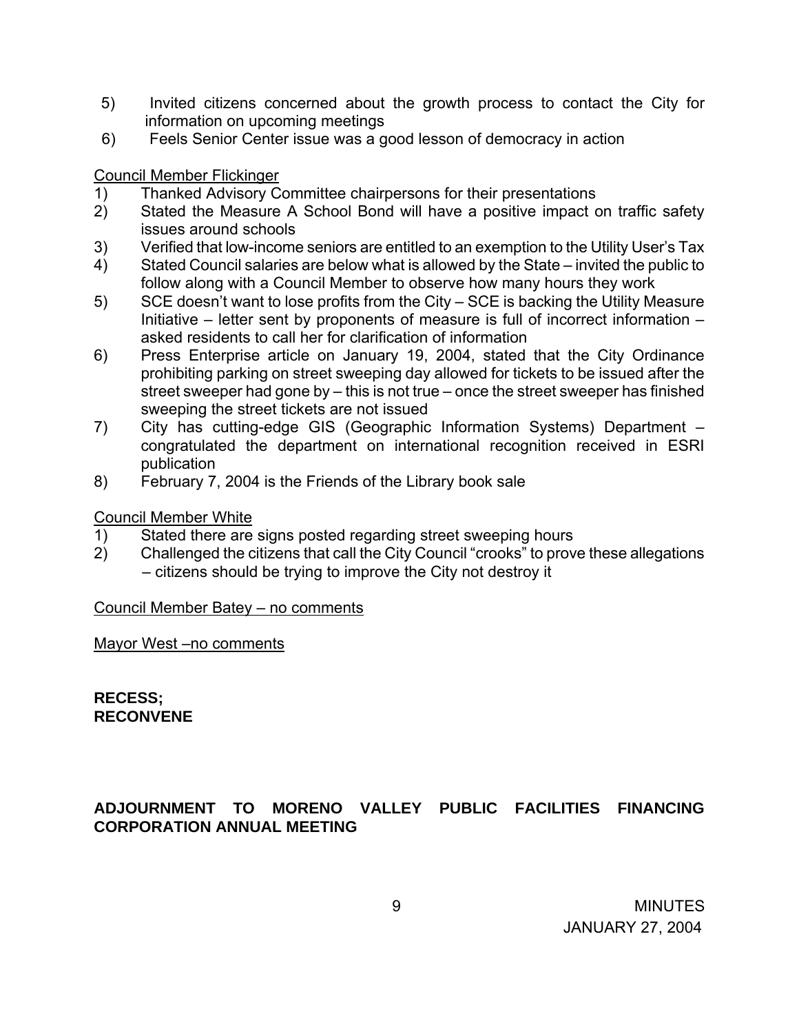5) Invited citizens concerned about the growth process to contact the City for information on upcoming meetings
6) Feels Senior Center issue was a good lesson of democracy in action

Council Member Flickinger

1) Thanked Advisory Committee chairpersons for their presentations
2) Stated the Measure A School Bond will have a positive impact on traffic safety issues around schools
3) Verified that low-income seniors are entitled to an exemption to the Utility User's Tax
4) Stated Council salaries are below what is allowed by the State – invited the public to follow along with a Council Member to observe how many hours they work
5) SCE doesn't want to lose profits from the City – SCE is backing the Utility Measure Initiative – letter sent by proponents of measure is full of incorrect information – asked residents to call her for clarification of information
6) Press Enterprise article on January 19, 2004, stated that the City Ordinance prohibiting parking on street sweeping day allowed for tickets to be issued after the street sweeper had gone by – this is not true – once the street sweeper has finished sweeping the street tickets are not issued
7) City has cutting-edge GIS (Geographic Information Systems) Department – congratulated the department on international recognition received in ESRI publication
8) February 7, 2004 is the Friends of the Library book sale

Council Member White

1) Stated there are signs posted regarding street sweeping hours
2) Challenged the citizens that call the City Council "crooks" to prove these allegations – citizens should be trying to improve the City not destroy it

Council Member Batey – no comments

Mayor West –no comments

**RECESS;**
**RECONVENE**

**ADJOURNMENT TO MORENO VALLEY PUBLIC FACILITIES FINANCING CORPORATION ANNUAL MEETING**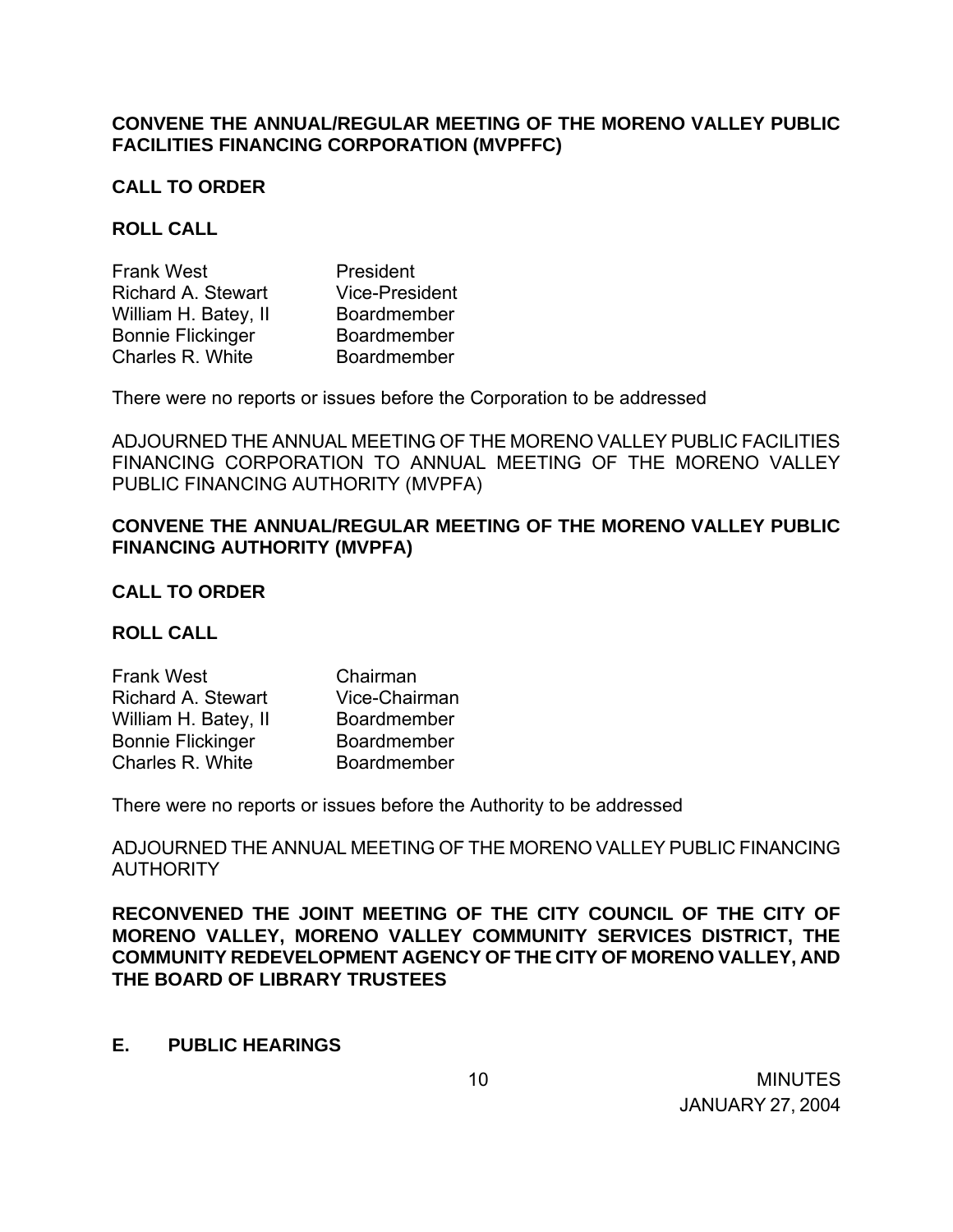**CONVENE THE ANNUAL/REGULAR MEETING OF THE MORENO VALLEY PUBLIC FACILITIES FINANCING CORPORATION (MVPFFC)**

**CALL TO ORDER**

**ROLL CALL**

| | |
|---|---|
| Frank West | President |
| Richard A. Stewart | Vice-President |
| William H. Batey, II | Boardmember |
| Bonnie Flickinger | Boardmember |
| Charles R. White | Boardmember |

There were no reports or issues before the Corporation to be addressed

ADJOURNED THE ANNUAL MEETING OF THE MORENO VALLEY PUBLIC FACILITIES FINANCING CORPORATION TO ANNUAL MEETING OF THE MORENO VALLEY PUBLIC FINANCING AUTHORITY (MVPFA)

**CONVENE THE ANNUAL/REGULAR MEETING OF THE MORENO VALLEY PUBLIC FINANCING AUTHORITY (MVPFA)**

**CALL TO ORDER**

**ROLL CALL**

| | |
|---|---|
| Frank West | Chairman |
| Richard A. Stewart | Vice-Chairman |
| William H. Batey, II | Boardmember |
| Bonnie Flickinger | Boardmember |
| Charles R. White | Boardmember |

There were no reports or issues before the Authority to be addressed

ADJOURNED THE ANNUAL MEETING OF THE MORENO VALLEY PUBLIC FINANCING AUTHORITY

**RECONVENED THE JOINT MEETING OF THE CITY COUNCIL OF THE CITY OF MORENO VALLEY, MORENO VALLEY COMMUNITY SERVICES DISTRICT, THE COMMUNITY REDEVELOPMENT AGENCY OF THE CITY OF MORENO VALLEY, AND THE BOARD OF LIBRARY TRUSTEES**

**E. PUBLIC HEARINGS**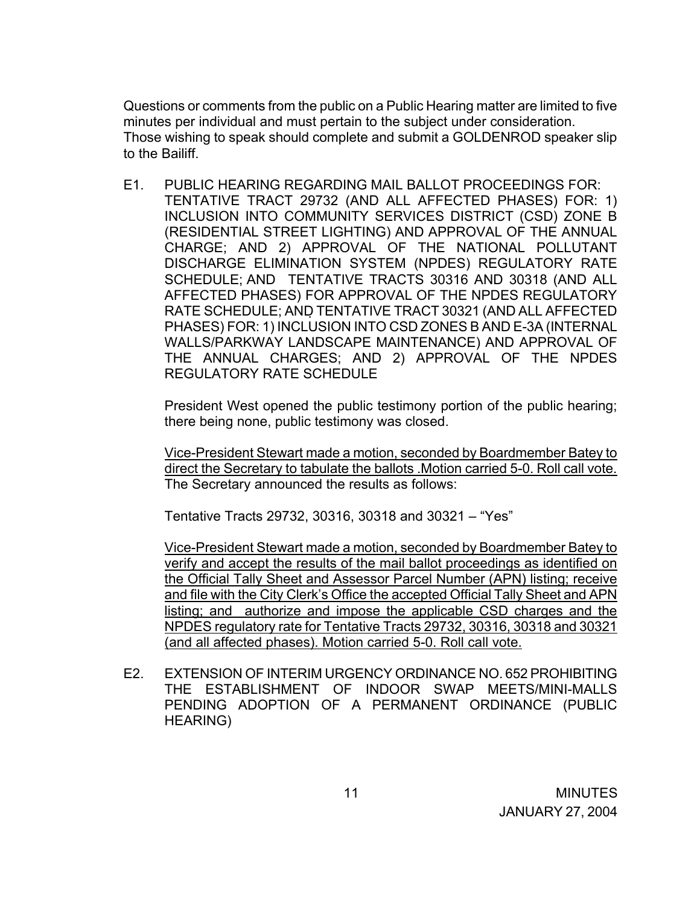Questions or comments from the public on a Public Hearing matter are limited to five minutes per individual and must pertain to the subject under consideration. Those wishing to speak should complete and submit a GOLDENROD speaker slip to the Bailiff.

E1. PUBLIC HEARING REGARDING MAIL BALLOT PROCEEDINGS FOR: TENTATIVE TRACT 29732 (AND ALL AFFECTED PHASES) FOR: 1) INCLUSION INTO COMMUNITY SERVICES DISTRICT (CSD) ZONE B (RESIDENTIAL STREET LIGHTING) AND APPROVAL OF THE ANNUAL CHARGE; AND 2) APPROVAL OF THE NATIONAL POLLUTANT DISCHARGE ELIMINATION SYSTEM (NPDES) REGULATORY RATE SCHEDULE; AND TENTATIVE TRACTS 30316 AND 30318 (AND ALL AFFECTED PHASES) FOR APPROVAL OF THE NPDES REGULATORY RATE SCHEDULE; AND TENTATIVE TRACT 30321 (AND ALL AFFECTED PHASES) FOR: 1) INCLUSION INTO CSD ZONES B AND E-3A (INTERNAL WALLS/PARKWAY LANDSCAPE MAINTENANCE) AND APPROVAL OF THE ANNUAL CHARGES; AND 2) APPROVAL OF THE NPDES REGULATORY RATE SCHEDULE

President West opened the public testimony portion of the public hearing; there being none, public testimony was closed.

<u>Vice-President Stewart made a motion, seconded by Boardmember Batey to direct the Secretary to tabulate the ballots .Motion carried 5-0. Roll call vote.</u> The Secretary announced the results as follows:

Tentative Tracts 29732, 30316, 30318 and 30321 – "Yes"

<u>Vice-President Stewart made a motion, seconded by Boardmember Batey to verify and accept the results of the mail ballot proceedings as identified on the Official Tally Sheet and Assessor Parcel Number (APN) listing; receive and file with the City Clerk's Office the accepted Official Tally Sheet and APN listing; and authorize and impose the applicable CSD charges and the NPDES regulatory rate for Tentative Tracts 29732, 30316, 30318 and 30321 (and all affected phases). Motion carried 5-0. Roll call vote.</u>

E2. EXTENSION OF INTERIM URGENCY ORDINANCE NO. 652 PROHIBITING THE ESTABLISHMENT OF INDOOR SWAP MEETS/MINI-MALLS PENDING ADOPTION OF A PERMANENT ORDINANCE (PUBLIC HEARING)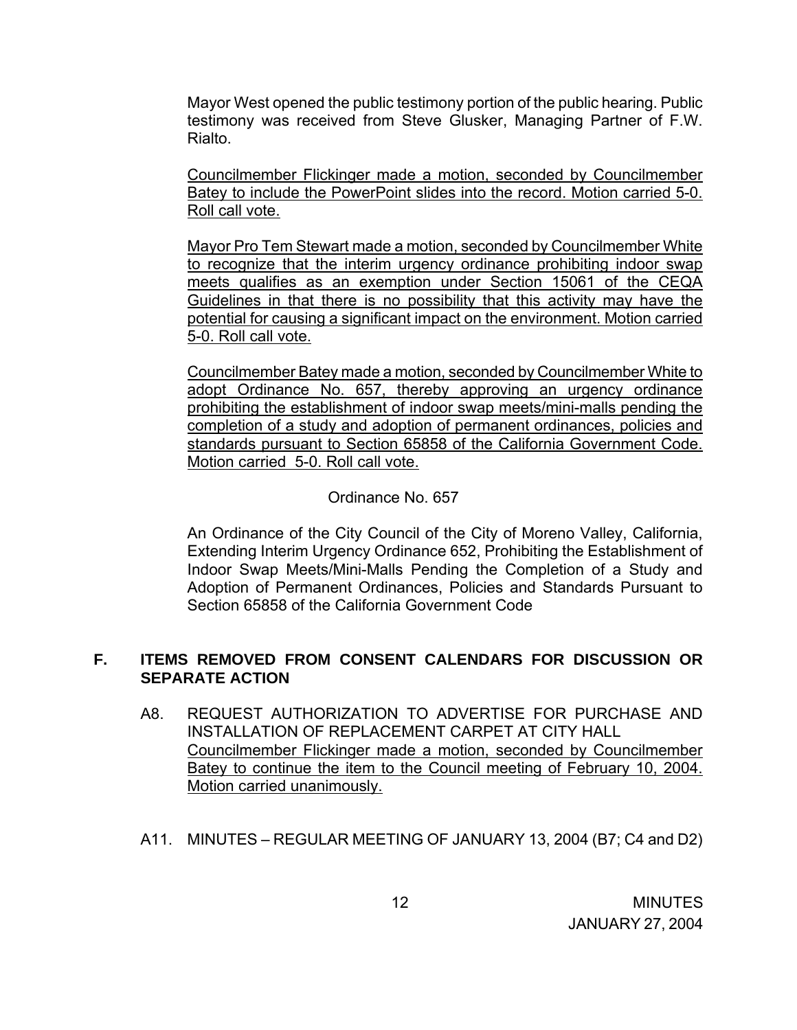Mayor West opened the public testimony portion of the public hearing. Public testimony was received from Steve Glusker, Managing Partner of F.W. Rialto.

<u>Councilmember Flickinger made a motion, seconded by Councilmember Batey to include the PowerPoint slides into the record. Motion carried 5-0. Roll call vote.</u>

<u>Mayor Pro Tem Stewart made a motion, seconded by Councilmember White to recognize that the interim urgency ordinance prohibiting indoor swap meets qualifies as an exemption under Section 15061 of the CEQA Guidelines in that there is no possibility that this activity may have the potential for causing a significant impact on the environment. Motion carried 5-0. Roll call vote.</u>

<u>Councilmember Batey made a motion, seconded by Councilmember White to adopt Ordinance No. 657, thereby approving an urgency ordinance prohibiting the establishment of indoor swap meets/mini-malls pending the completion of a study and adoption of permanent ordinances, policies and standards pursuant to Section 65858 of the California Government Code. Motion carried 5-0. Roll call vote.</u>

Ordinance No. 657

An Ordinance of the City Council of the City of Moreno Valley, California, Extending Interim Urgency Ordinance 652, Prohibiting the Establishment of Indoor Swap Meets/Mini-Malls Pending the Completion of a Study and Adoption of Permanent Ordinances, Policies and Standards Pursuant to Section 65858 of the California Government Code

## F. ITEMS REMOVED FROM CONSENT CALENDARS FOR DISCUSSION OR SEPARATE ACTION

A8. REQUEST AUTHORIZATION TO ADVERTISE FOR PURCHASE AND INSTALLATION OF REPLACEMENT CARPET AT CITY HALL
<u>Councilmember Flickinger made a motion, seconded by Councilmember Batey to continue the item to the Council meeting of February 10, 2004. Motion carried unanimously.</u>

A11. MINUTES – REGULAR MEETING OF JANUARY 13, 2004 (B7; C4 and D2)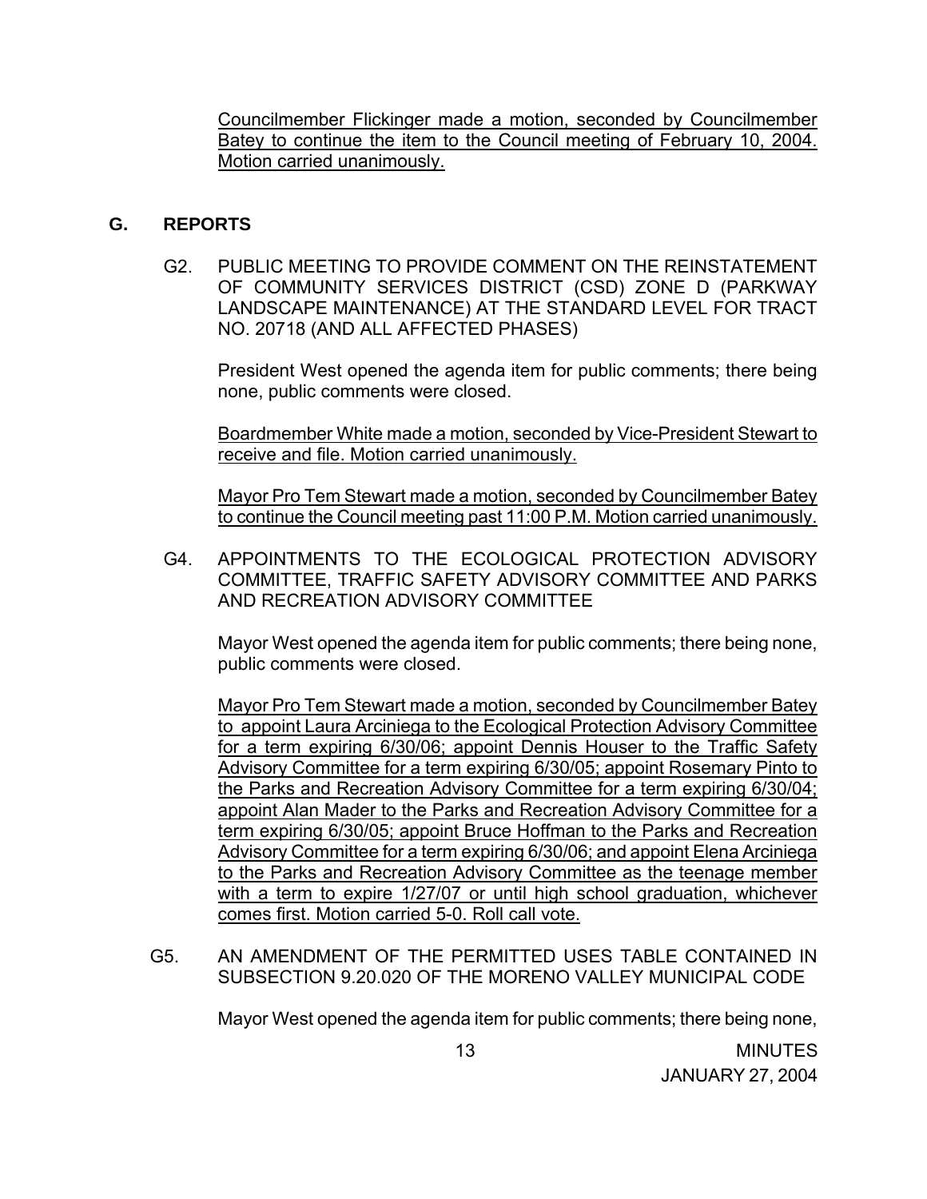Councilmember Flickinger made a motion, seconded by Councilmember Batey to continue the item to the Council meeting of February 10, 2004. Motion carried unanimously.

## G. REPORTS

G2. PUBLIC MEETING TO PROVIDE COMMENT ON THE REINSTATEMENT OF COMMUNITY SERVICES DISTRICT (CSD) ZONE D (PARKWAY LANDSCAPE MAINTENANCE) AT THE STANDARD LEVEL FOR TRACT NO. 20718 (AND ALL AFFECTED PHASES)

President West opened the agenda item for public comments; there being none, public comments were closed.

Boardmember White made a motion, seconded by Vice-President Stewart to receive and file. Motion carried unanimously.

Mayor Pro Tem Stewart made a motion, seconded by Councilmember Batey to continue the Council meeting past 11:00 P.M. Motion carried unanimously.

G4. APPOINTMENTS TO THE ECOLOGICAL PROTECTION ADVISORY COMMITTEE, TRAFFIC SAFETY ADVISORY COMMITTEE AND PARKS AND RECREATION ADVISORY COMMITTEE

Mayor West opened the agenda item for public comments; there being none, public comments were closed.

Mayor Pro Tem Stewart made a motion, seconded by Councilmember Batey to appoint Laura Arciniega to the Ecological Protection Advisory Committee for a term expiring 6/30/06; appoint Dennis Houser to the Traffic Safety Advisory Committee for a term expiring 6/30/05; appoint Rosemary Pinto to the Parks and Recreation Advisory Committee for a term expiring 6/30/04; appoint Alan Mader to the Parks and Recreation Advisory Committee for a term expiring 6/30/05; appoint Bruce Hoffman to the Parks and Recreation Advisory Committee for a term expiring 6/30/06; and appoint Elena Arciniega to the Parks and Recreation Advisory Committee as the teenage member with a term to expire 1/27/07 or until high school graduation, whichever comes first. Motion carried 5-0. Roll call vote.

G5. AN AMENDMENT OF THE PERMITTED USES TABLE CONTAINED IN SUBSECTION 9.20.020 OF THE MORENO VALLEY MUNICIPAL CODE

Mayor West opened the agenda item for public comments; there being none,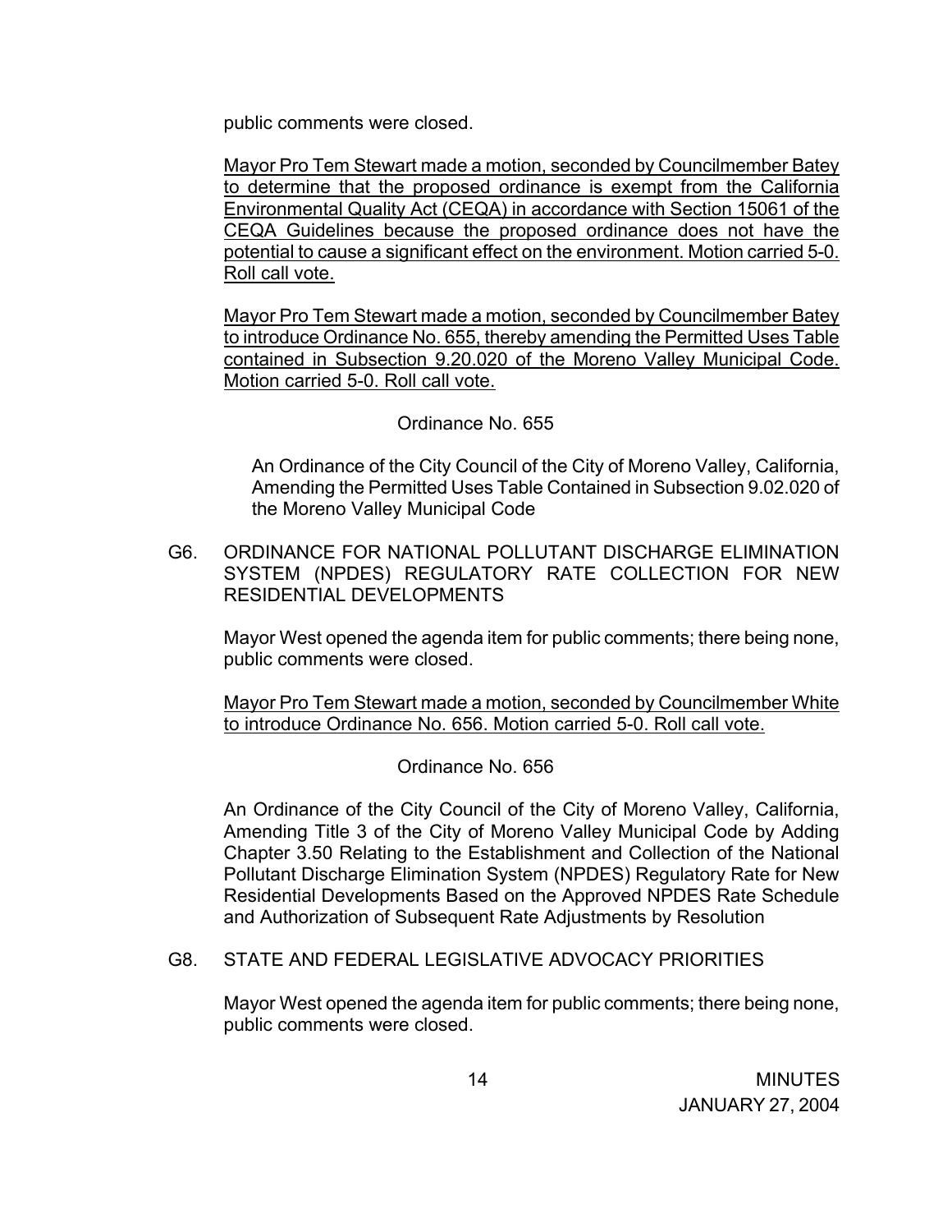public comments were closed.

Mayor Pro Tem Stewart made a motion, seconded by Councilmember Batey to determine that the proposed ordinance is exempt from the California Environmental Quality Act (CEQA) in accordance with Section 15061 of the CEQA Guidelines because the proposed ordinance does not have the potential to cause a significant effect on the environment. Motion carried 5-0. Roll call vote.

Mayor Pro Tem Stewart made a motion, seconded by Councilmember Batey to introduce Ordinance No. 655, thereby amending the Permitted Uses Table contained in Subsection 9.20.020 of the Moreno Valley Municipal Code. Motion carried 5-0. Roll call vote.

Ordinance No. 655

An Ordinance of the City Council of the City of Moreno Valley, California, Amending the Permitted Uses Table Contained in Subsection 9.02.020 of the Moreno Valley Municipal Code

G6. ORDINANCE FOR NATIONAL POLLUTANT DISCHARGE ELIMINATION SYSTEM (NPDES) REGULATORY RATE COLLECTION FOR NEW RESIDENTIAL DEVELOPMENTS

Mayor West opened the agenda item for public comments; there being none, public comments were closed.

Mayor Pro Tem Stewart made a motion, seconded by Councilmember White to introduce Ordinance No. 656. Motion carried 5-0. Roll call vote.

Ordinance No. 656

An Ordinance of the City Council of the City of Moreno Valley, California, Amending Title 3 of the City of Moreno Valley Municipal Code by Adding Chapter 3.50 Relating to the Establishment and Collection of the National Pollutant Discharge Elimination System (NPDES) Regulatory Rate for New Residential Developments Based on the Approved NPDES Rate Schedule and Authorization of Subsequent Rate Adjustments by Resolution

G8. STATE AND FEDERAL LEGISLATIVE ADVOCACY PRIORITIES

Mayor West opened the agenda item for public comments; there being none, public comments were closed.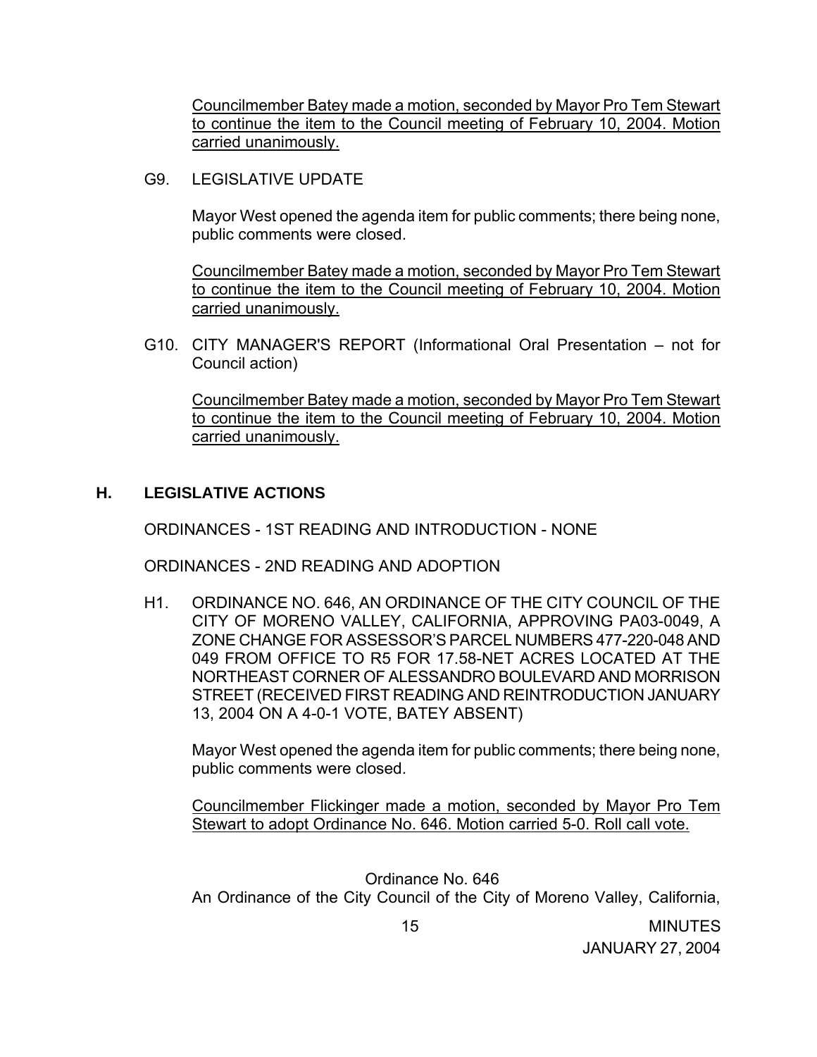Councilmember Batey made a motion, seconded by Mayor Pro Tem Stewart to continue the item to the Council meeting of February 10, 2004. Motion carried unanimously.

G9. LEGISLATIVE UPDATE

Mayor West opened the agenda item for public comments; there being none, public comments were closed.

Councilmember Batey made a motion, seconded by Mayor Pro Tem Stewart to continue the item to the Council meeting of February 10, 2004. Motion carried unanimously.

G10. CITY MANAGER'S REPORT (Informational Oral Presentation – not for Council action)

Councilmember Batey made a motion, seconded by Mayor Pro Tem Stewart to continue the item to the Council meeting of February 10, 2004. Motion carried unanimously.

## H. LEGISLATIVE ACTIONS

ORDINANCES - 1ST READING AND INTRODUCTION - NONE

ORDINANCES - 2ND READING AND ADOPTION

H1. ORDINANCE NO. 646, AN ORDINANCE OF THE CITY COUNCIL OF THE CITY OF MORENO VALLEY, CALIFORNIA, APPROVING PA03-0049, A ZONE CHANGE FOR ASSESSOR'S PARCEL NUMBERS 477-220-048 AND 049 FROM OFFICE TO R5 FOR 17.58-NET ACRES LOCATED AT THE NORTHEAST CORNER OF ALESSANDRO BOULEVARD AND MORRISON STREET (RECEIVED FIRST READING AND REINTRODUCTION JANUARY 13, 2004 ON A 4-0-1 VOTE, BATEY ABSENT)

Mayor West opened the agenda item for public comments; there being none, public comments were closed.

Councilmember Flickinger made a motion, seconded by Mayor Pro Tem Stewart to adopt Ordinance No. 646. Motion carried 5-0. Roll call vote.

Ordinance No. 646

An Ordinance of the City Council of the City of Moreno Valley, California,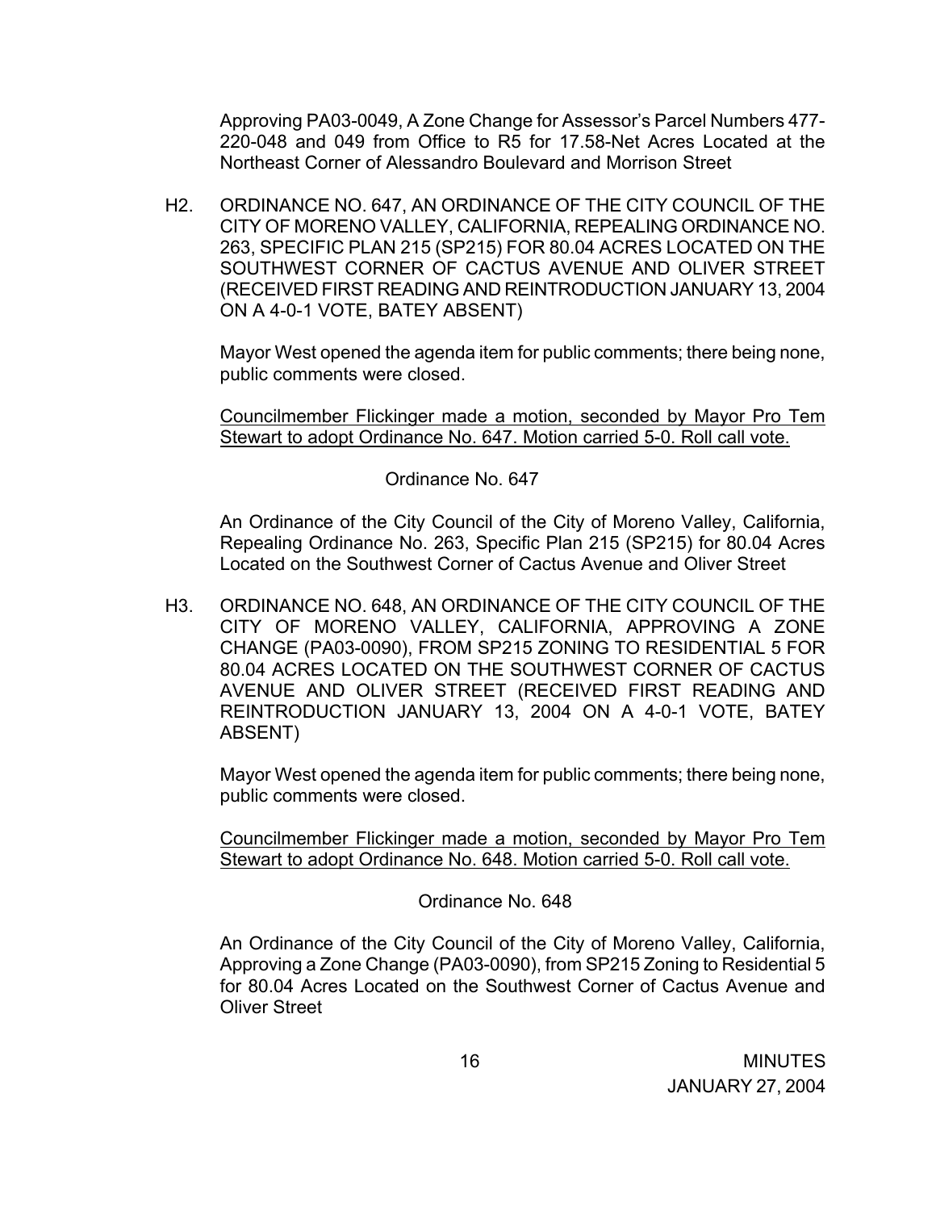Approving PA03-0049, A Zone Change for Assessor's Parcel Numbers 477-220-048 and 049 from Office to R5 for 17.58-Net Acres Located at the Northeast Corner of Alessandro Boulevard and Morrison Street

H2. ORDINANCE NO. 647, AN ORDINANCE OF THE CITY COUNCIL OF THE CITY OF MORENO VALLEY, CALIFORNIA, REPEALING ORDINANCE NO. 263, SPECIFIC PLAN 215 (SP215) FOR 80.04 ACRES LOCATED ON THE SOUTHWEST CORNER OF CACTUS AVENUE AND OLIVER STREET (RECEIVED FIRST READING AND REINTRODUCTION JANUARY 13, 2004 ON A 4-0-1 VOTE, BATEY ABSENT)

Mayor West opened the agenda item for public comments; there being none, public comments were closed.

<u>Councilmember Flickinger made a motion, seconded by Mayor Pro Tem Stewart to adopt Ordinance No. 647. Motion carried 5-0. Roll call vote.</u>

Ordinance No. 647

An Ordinance of the City Council of the City of Moreno Valley, California, Repealing Ordinance No. 263, Specific Plan 215 (SP215) for 80.04 Acres Located on the Southwest Corner of Cactus Avenue and Oliver Street

H3. ORDINANCE NO. 648, AN ORDINANCE OF THE CITY COUNCIL OF THE CITY OF MORENO VALLEY, CALIFORNIA, APPROVING A ZONE CHANGE (PA03-0090), FROM SP215 ZONING TO RESIDENTIAL 5 FOR 80.04 ACRES LOCATED ON THE SOUTHWEST CORNER OF CACTUS AVENUE AND OLIVER STREET (RECEIVED FIRST READING AND REINTRODUCTION JANUARY 13, 2004 ON A 4-0-1 VOTE, BATEY ABSENT)

Mayor West opened the agenda item for public comments; there being none, public comments were closed.

<u>Councilmember Flickinger made a motion, seconded by Mayor Pro Tem Stewart to adopt Ordinance No. 648. Motion carried 5-0. Roll call vote.</u>

Ordinance No. 648

An Ordinance of the City Council of the City of Moreno Valley, California, Approving a Zone Change (PA03-0090), from SP215 Zoning to Residential 5 for 80.04 Acres Located on the Southwest Corner of Cactus Avenue and Oliver Street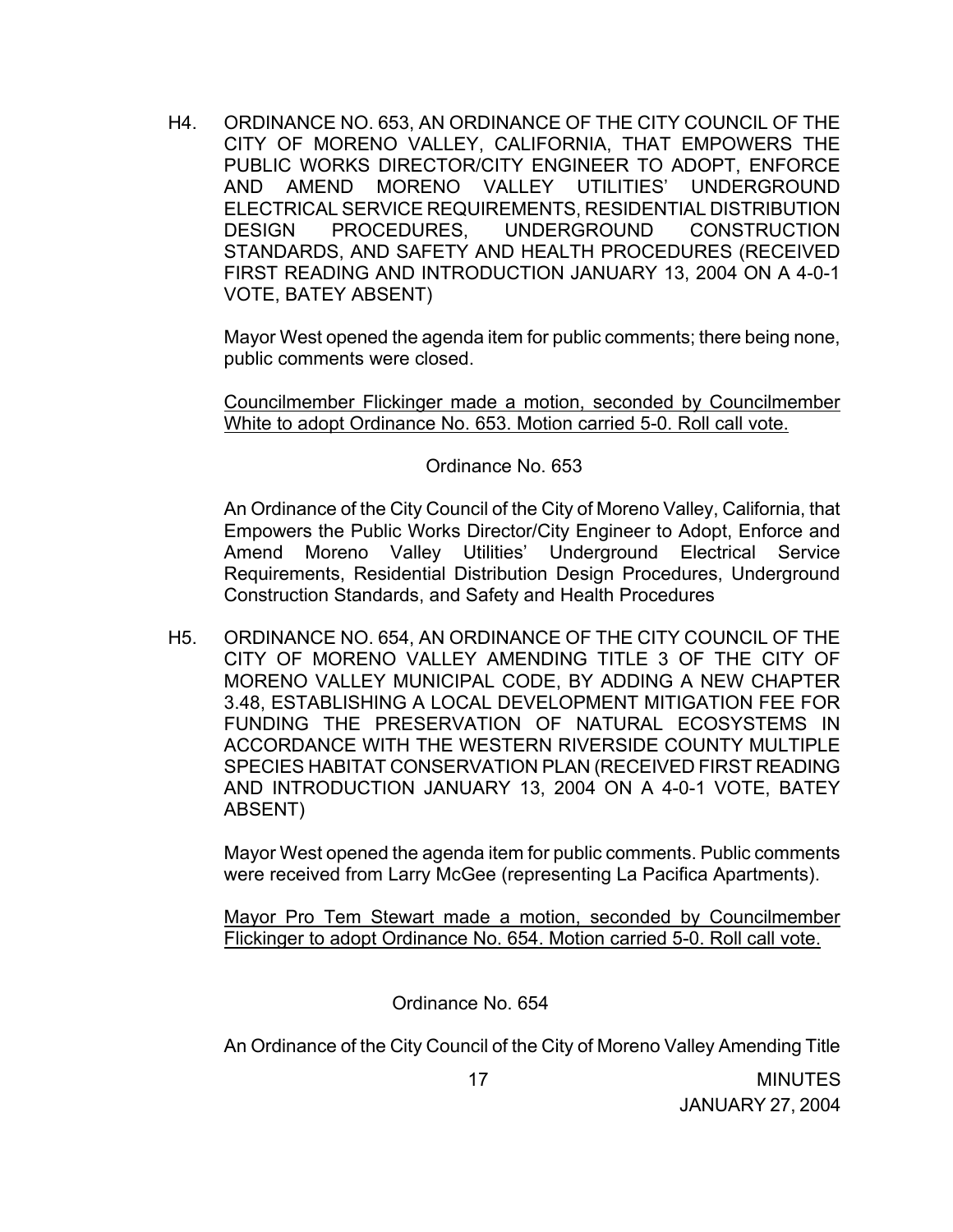H4. ORDINANCE NO. 653, AN ORDINANCE OF THE CITY COUNCIL OF THE CITY OF MORENO VALLEY, CALIFORNIA, THAT EMPOWERS THE PUBLIC WORKS DIRECTOR/CITY ENGINEER TO ADOPT, ENFORCE AND AMEND MORENO VALLEY UTILITIES' UNDERGROUND ELECTRICAL SERVICE REQUIREMENTS, RESIDENTIAL DISTRIBUTION DESIGN PROCEDURES, UNDERGROUND CONSTRUCTION STANDARDS, AND SAFETY AND HEALTH PROCEDURES (RECEIVED FIRST READING AND INTRODUCTION JANUARY 13, 2004 ON A 4-0-1 VOTE, BATEY ABSENT)

Mayor West opened the agenda item for public comments; there being none, public comments were closed.

Councilmember Flickinger made a motion, seconded by Councilmember White to adopt Ordinance No. 653. Motion carried 5-0. Roll call vote.

Ordinance No. 653

An Ordinance of the City Council of the City of Moreno Valley, California, that Empowers the Public Works Director/City Engineer to Adopt, Enforce and Amend Moreno Valley Utilities' Underground Electrical Service Requirements, Residential Distribution Design Procedures, Underground Construction Standards, and Safety and Health Procedures

H5. ORDINANCE NO. 654, AN ORDINANCE OF THE CITY COUNCIL OF THE CITY OF MORENO VALLEY AMENDING TITLE 3 OF THE CITY OF MORENO VALLEY MUNICIPAL CODE, BY ADDING A NEW CHAPTER 3.48, ESTABLISHING A LOCAL DEVELOPMENT MITIGATION FEE FOR FUNDING THE PRESERVATION OF NATURAL ECOSYSTEMS IN ACCORDANCE WITH THE WESTERN RIVERSIDE COUNTY MULTIPLE SPECIES HABITAT CONSERVATION PLAN (RECEIVED FIRST READING AND INTRODUCTION JANUARY 13, 2004 ON A 4-0-1 VOTE, BATEY ABSENT)

Mayor West opened the agenda item for public comments. Public comments were received from Larry McGee (representing La Pacifica Apartments).

Mayor Pro Tem Stewart made a motion, seconded by Councilmember Flickinger to adopt Ordinance No. 654. Motion carried 5-0. Roll call vote.

Ordinance No. 654

An Ordinance of the City Council of the City of Moreno Valley Amending Title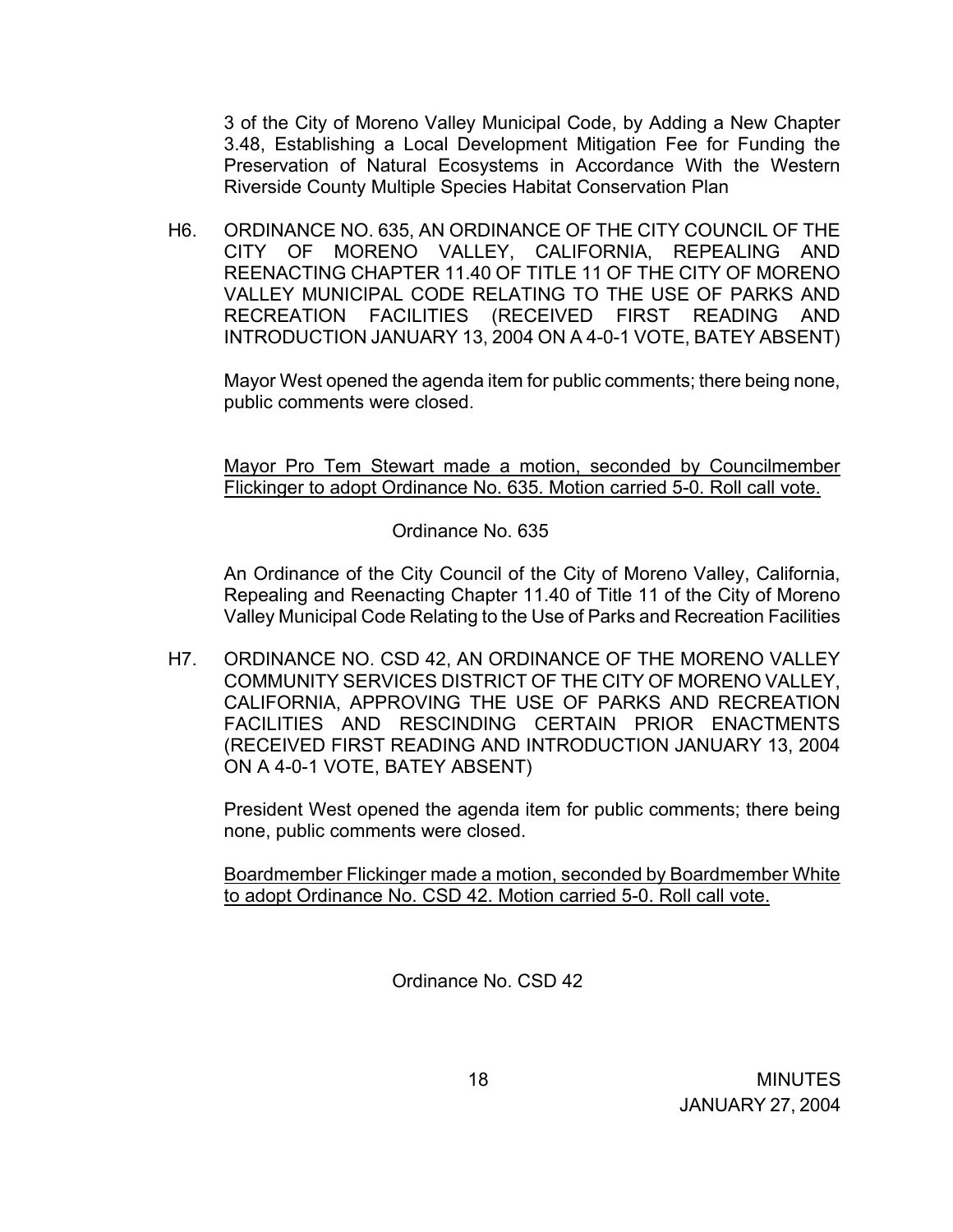3 of the City of Moreno Valley Municipal Code, by Adding a New Chapter 3.48, Establishing a Local Development Mitigation Fee for Funding the Preservation of Natural Ecosystems in Accordance With the Western Riverside County Multiple Species Habitat Conservation Plan

H6. ORDINANCE NO. 635, AN ORDINANCE OF THE CITY COUNCIL OF THE CITY OF MORENO VALLEY, CALIFORNIA, REPEALING AND REENACTING CHAPTER 11.40 OF TITLE 11 OF THE CITY OF MORENO VALLEY MUNICIPAL CODE RELATING TO THE USE OF PARKS AND RECREATION FACILITIES (RECEIVED FIRST READING AND INTRODUCTION JANUARY 13, 2004 ON A 4-0-1 VOTE, BATEY ABSENT)

Mayor West opened the agenda item for public comments; there being none, public comments were closed.

<u>Mayor Pro Tem Stewart made a motion, seconded by Councilmember Flickinger to adopt Ordinance No. 635. Motion carried 5-0. Roll call vote.</u>

Ordinance No. 635

An Ordinance of the City Council of the City of Moreno Valley, California, Repealing and Reenacting Chapter 11.40 of Title 11 of the City of Moreno Valley Municipal Code Relating to the Use of Parks and Recreation Facilities

H7. ORDINANCE NO. CSD 42, AN ORDINANCE OF THE MORENO VALLEY COMMUNITY SERVICES DISTRICT OF THE CITY OF MORENO VALLEY, CALIFORNIA, APPROVING THE USE OF PARKS AND RECREATION FACILITIES AND RESCINDING CERTAIN PRIOR ENACTMENTS (RECEIVED FIRST READING AND INTRODUCTION JANUARY 13, 2004 ON A 4-0-1 VOTE, BATEY ABSENT)

President West opened the agenda item for public comments; there being none, public comments were closed.

<u>Boardmember Flickinger made a motion, seconded by Boardmember White to adopt Ordinance No. CSD 42. Motion carried 5-0. Roll call vote.</u>

Ordinance No. CSD 42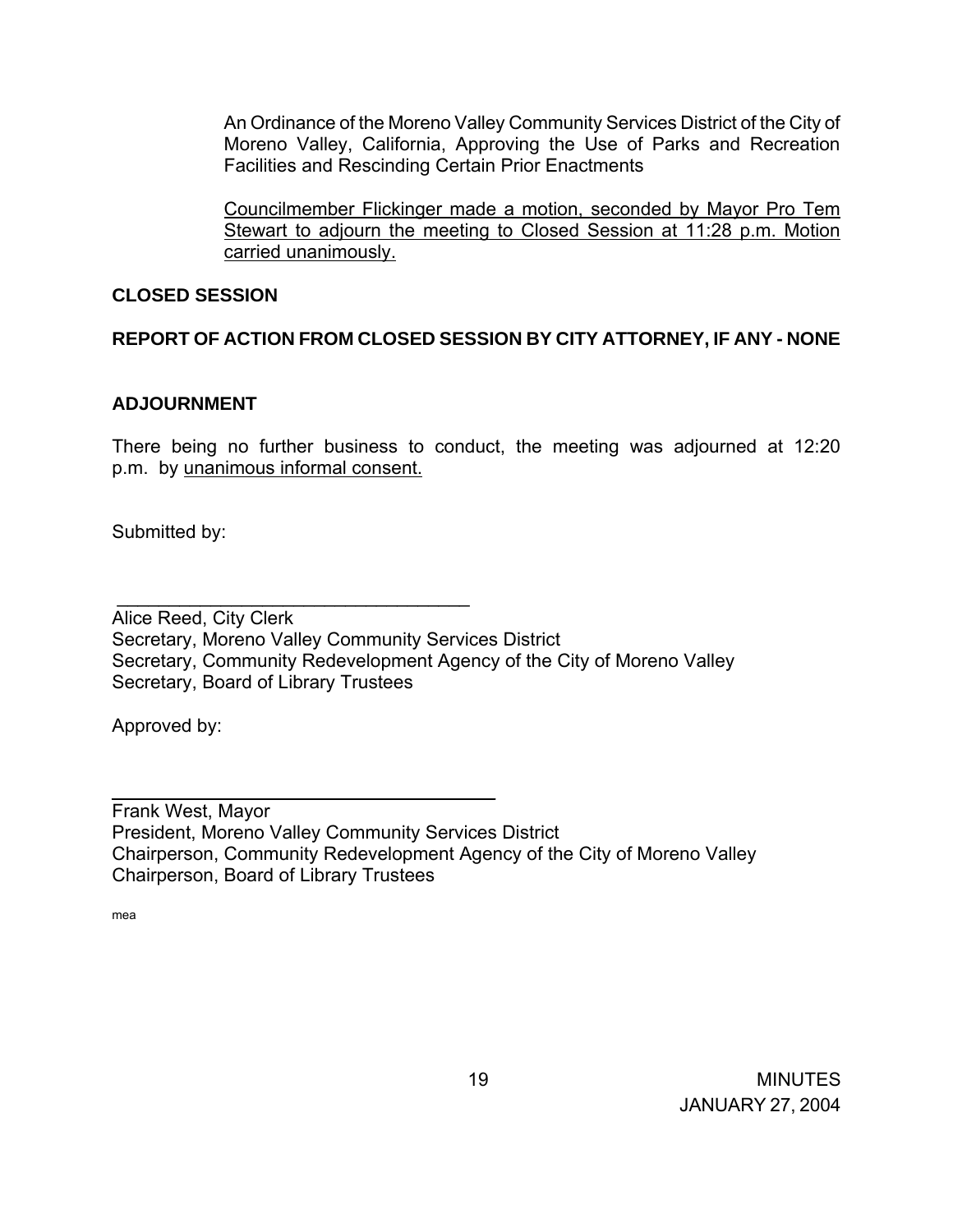An Ordinance of the Moreno Valley Community Services District of the City of Moreno Valley, California, Approving the Use of Parks and Recreation Facilities and Rescinding Certain Prior Enactments

Councilmember Flickinger made a motion, seconded by Mayor Pro Tem Stewart to adjourn the meeting to Closed Session at 11:28 p.m. Motion carried unanimously.

**CLOSED SESSION**

**REPORT OF ACTION FROM CLOSED SESSION BY CITY ATTORNEY, IF ANY - NONE**

**ADJOURNMENT**

There being no further business to conduct, the meeting was adjourned at 12:20 p.m. by unanimous informal consent.

Submitted by:

\_\_\_\_\_\_\_\_\_\_\_\_\_\_\_\_\_\_\_\_\_\_\_\_\_\_\_\_\_\_\_\_\_\_\_\_

Alice Reed, City Clerk
Secretary, Moreno Valley Community Services District
Secretary, Community Redevelopment Agency of the City of Moreno Valley
Secretary, Board of Library Trustees

Approved by:

\_\_\_\_\_\_\_\_\_\_\_\_\_\_\_\_\_\_\_\_\_\_\_\_\_\_\_\_\_\_\_\_\_\_\_\_

Frank West, Mayor
President, Moreno Valley Community Services District
Chairperson, Community Redevelopment Agency of the City of Moreno Valley
Chairperson, Board of Library Trustees

mea

MINUTES
JANUARY 27, 2004